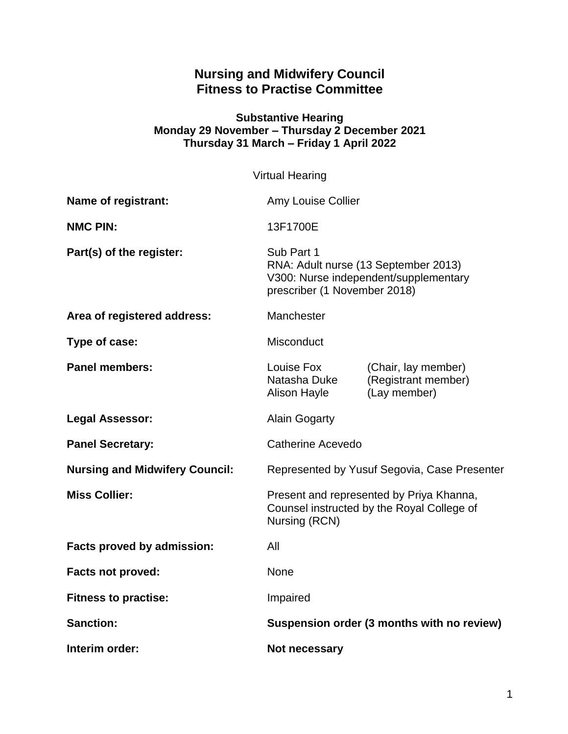# Nursing and Midwifery Council
# Fitness to Practise Committee

### Substantive Hearing
### Monday 29 November – Thursday 2 December 2021
### Thursday 31 March – Friday 1 April 2022

Virtual Hearing

| | |
|---|---|
| **Name of registrant:** | Amy Louise Collier |
| **NMC PIN:** | 13F1700E |
| **Part(s) of the register:** | Sub Part 1<br>RNA: Adult nurse (13 September 2013)<br>V300: Nurse independent/supplementary prescriber (1 November 2018) |
| **Area of registered address:** | Manchester |
| **Type of case:** | Misconduct |
| **Panel members:** | Louise Fox (Chair, lay member)<br>Natasha Duke (Registrant member)<br>Alison Hayle (Lay member) |
| **Legal Assessor:** | Alain Gogarty |
| **Panel Secretary:** | Catherine Acevedo |
| **Nursing and Midwifery Council:** | Represented by Yusuf Segovia, Case Presenter |
| **Miss Collier:** | Present and represented by Priya Khanna, Counsel instructed by the Royal College of Nursing (RCN) |
| **Facts proved by admission:** | All |
| **Facts not proved:** | None |
| **Fitness to practise:** | Impaired |
| **Sanction:** | **Suspension order (3 months with no review)** |
| **Interim order:** | **Not necessary** |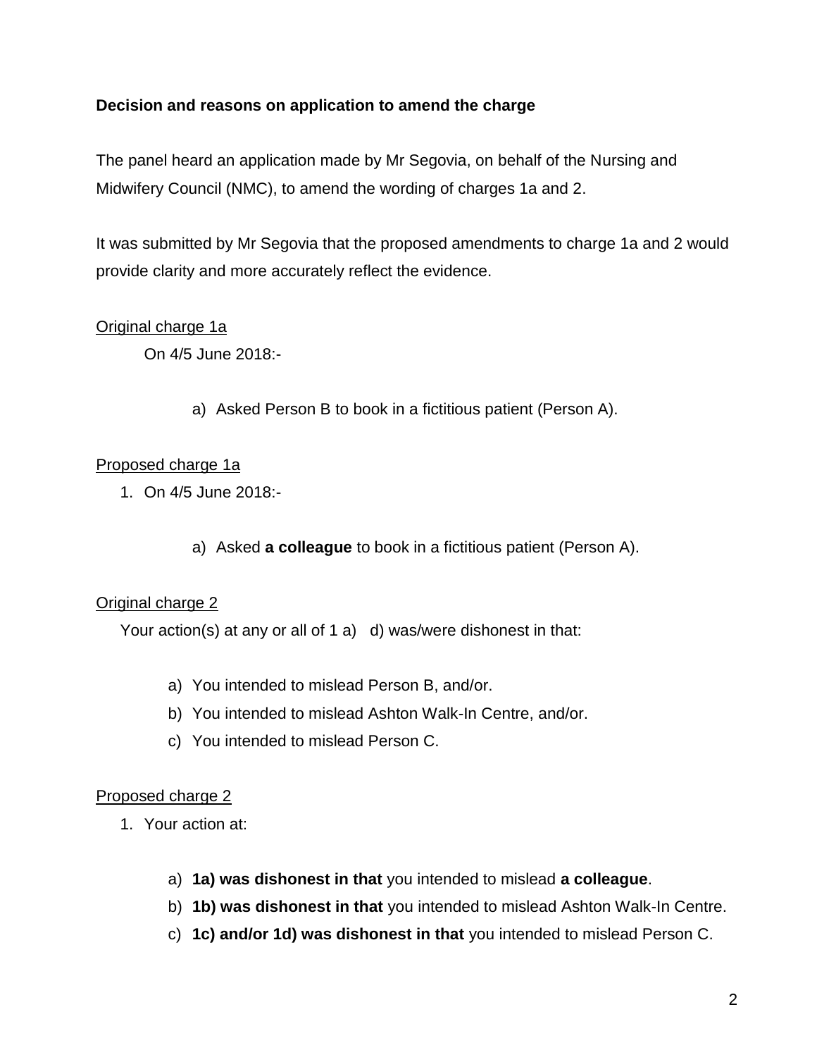**Decision and reasons on application to amend the charge**

The panel heard an application made by Mr Segovia, on behalf of the Nursing and Midwifery Council (NMC), to amend the wording of charges 1a and 2.

It was submitted by Mr Segovia that the proposed amendments to charge 1a and 2 would provide clarity and more accurately reflect the evidence.

<u>Original charge 1a</u>

On 4/5 June 2018:-

a) Asked Person B to book in a fictitious patient (Person A).

<u>Proposed charge 1a</u>

1. On 4/5 June 2018:-

    a) Asked **a colleague** to book in a fictitious patient (Person A).

<u>Original charge 2</u>

Your action(s) at any or all of 1 a) d) was/were dishonest in that:

a) You intended to mislead Person B, and/or.
b) You intended to mislead Ashton Walk-In Centre, and/or.
c) You intended to mislead Person C.

<u>Proposed charge 2</u>

1. Your action at:

    a) **1a) was dishonest in that** you intended to mislead **a colleague**.
    b) **1b) was dishonest in that** you intended to mislead Ashton Walk-In Centre.
    c) **1c) and/or 1d) was dishonest in that** you intended to mislead Person C.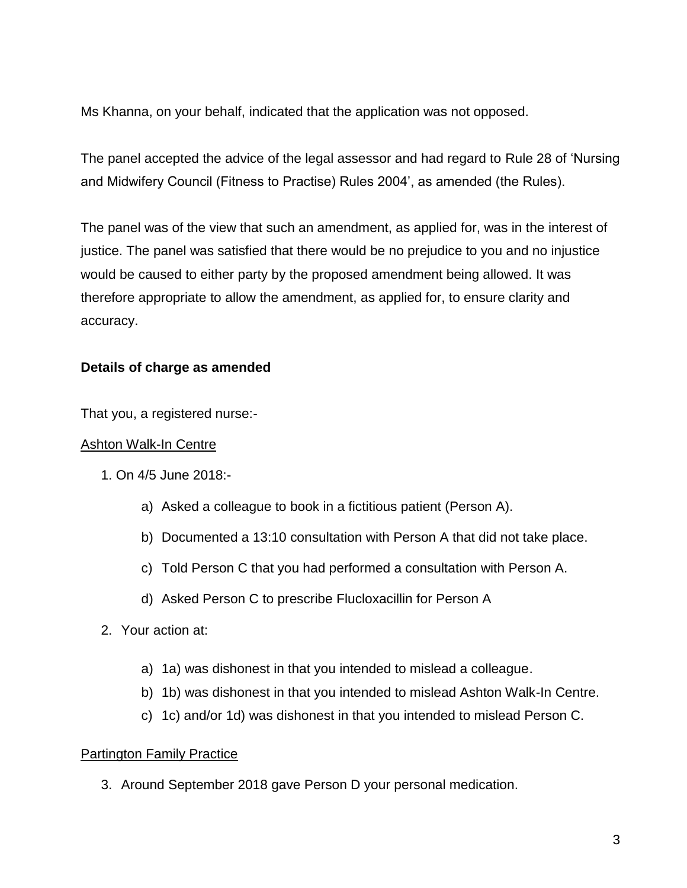Ms Khanna, on your behalf, indicated that the application was not opposed.

The panel accepted the advice of the legal assessor and had regard to Rule 28 of 'Nursing and Midwifery Council (Fitness to Practise) Rules 2004', as amended (the Rules).

The panel was of the view that such an amendment, as applied for, was in the interest of justice. The panel was satisfied that there would be no prejudice to you and no injustice would be caused to either party by the proposed amendment being allowed. It was therefore appropriate to allow the amendment, as applied for, to ensure clarity and accuracy.

**Details of charge as amended**

That you, a registered nurse:-

Ashton Walk-In Centre

1. On 4/5 June 2018:-

    a) Asked a colleague to book in a fictitious patient (Person A).

    b) Documented a 13:10 consultation with Person A that did not take place.

    c) Told Person C that you had performed a consultation with Person A.

    d) Asked Person C to prescribe Flucloxacillin for Person A

2. Your action at:

    a) 1a) was dishonest in that you intended to mislead a colleague.
    b) 1b) was dishonest in that you intended to mislead Ashton Walk-In Centre.
    c) 1c) and/or 1d) was dishonest in that you intended to mislead Person C.

Partington Family Practice

3. Around September 2018 gave Person D your personal medication.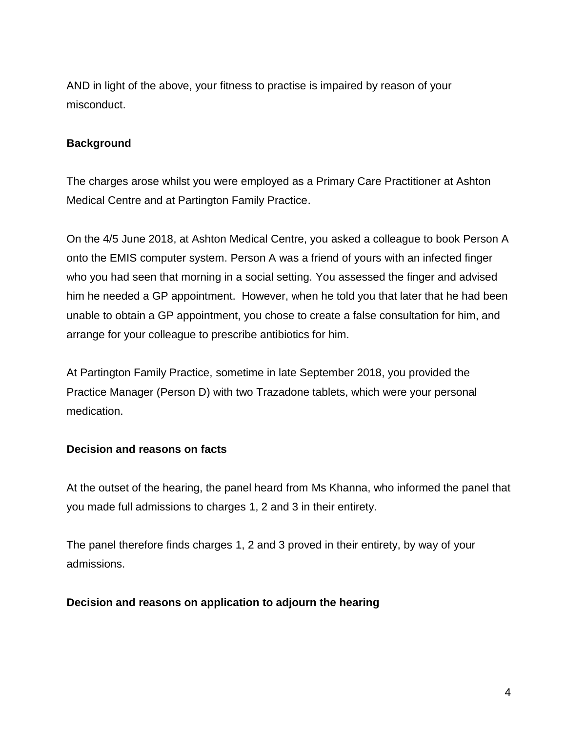AND in light of the above, your fitness to practise is impaired by reason of your misconduct.

**Background**

The charges arose whilst you were employed as a Primary Care Practitioner at Ashton Medical Centre and at Partington Family Practice.

On the 4/5 June 2018, at Ashton Medical Centre, you asked a colleague to book Person A onto the EMIS computer system. Person A was a friend of yours with an infected finger who you had seen that morning in a social setting. You assessed the finger and advised him he needed a GP appointment. However, when he told you that later that he had been unable to obtain a GP appointment, you chose to create a false consultation for him, and arrange for your colleague to prescribe antibiotics for him.

At Partington Family Practice, sometime in late September 2018, you provided the Practice Manager (Person D) with two Trazadone tablets, which were your personal medication.

**Decision and reasons on facts**

At the outset of the hearing, the panel heard from Ms Khanna, who informed the panel that you made full admissions to charges 1, 2 and 3 in their entirety.

The panel therefore finds charges 1, 2 and 3 proved in their entirety, by way of your admissions.

**Decision and reasons on application to adjourn the hearing**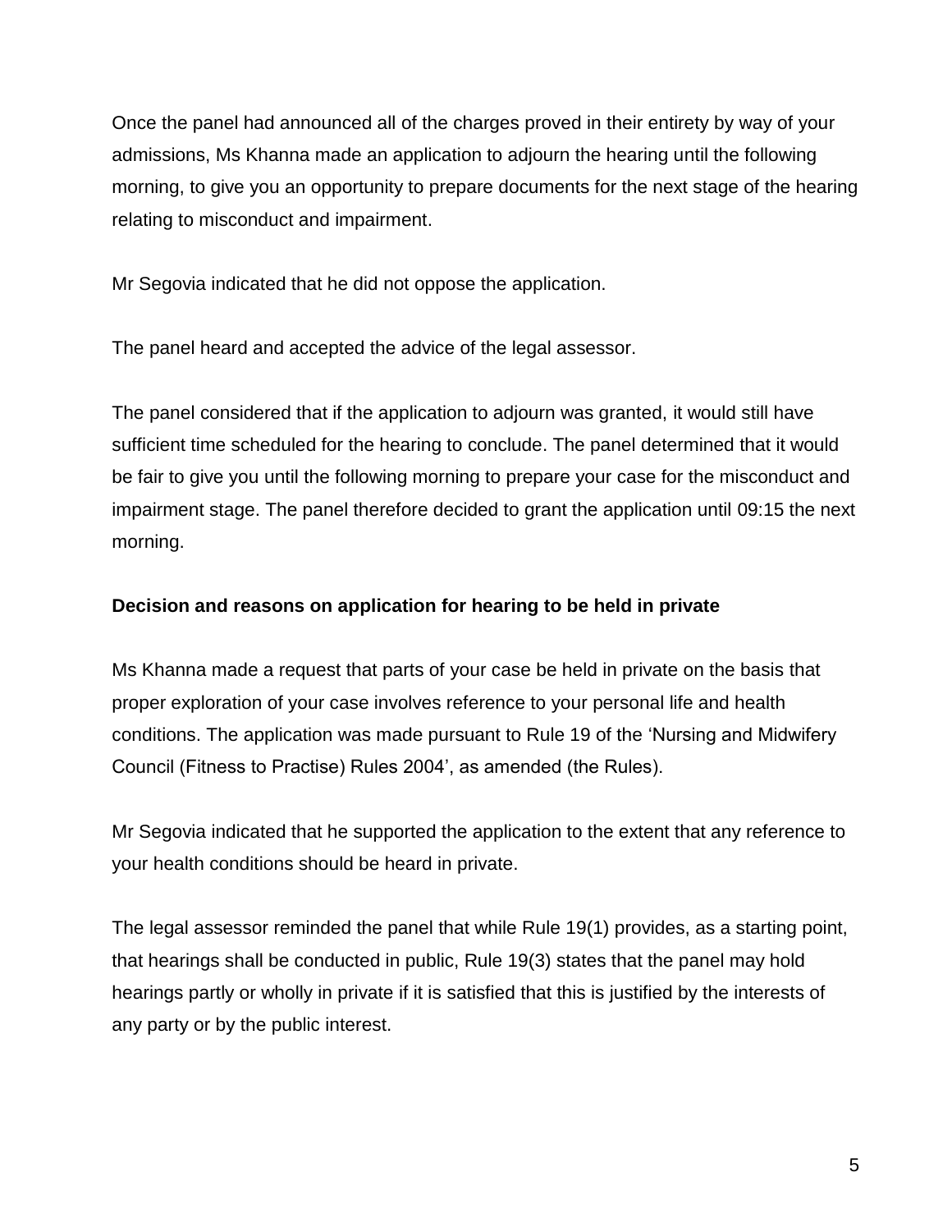Once the panel had announced all of the charges proved in their entirety by way of your admissions, Ms Khanna made an application to adjourn the hearing until the following morning, to give you an opportunity to prepare documents for the next stage of the hearing relating to misconduct and impairment.

Mr Segovia indicated that he did not oppose the application.

The panel heard and accepted the advice of the legal assessor.

The panel considered that if the application to adjourn was granted, it would still have sufficient time scheduled for the hearing to conclude. The panel determined that it would be fair to give you until the following morning to prepare your case for the misconduct and impairment stage. The panel therefore decided to grant the application until 09:15 the next morning.

**Decision and reasons on application for hearing to be held in private**

Ms Khanna made a request that parts of your case be held in private on the basis that proper exploration of your case involves reference to your personal life and health conditions. The application was made pursuant to Rule 19 of the 'Nursing and Midwifery Council (Fitness to Practise) Rules 2004', as amended (the Rules).

Mr Segovia indicated that he supported the application to the extent that any reference to your health conditions should be heard in private.

The legal assessor reminded the panel that while Rule 19(1) provides, as a starting point, that hearings shall be conducted in public, Rule 19(3) states that the panel may hold hearings partly or wholly in private if it is satisfied that this is justified by the interests of any party or by the public interest.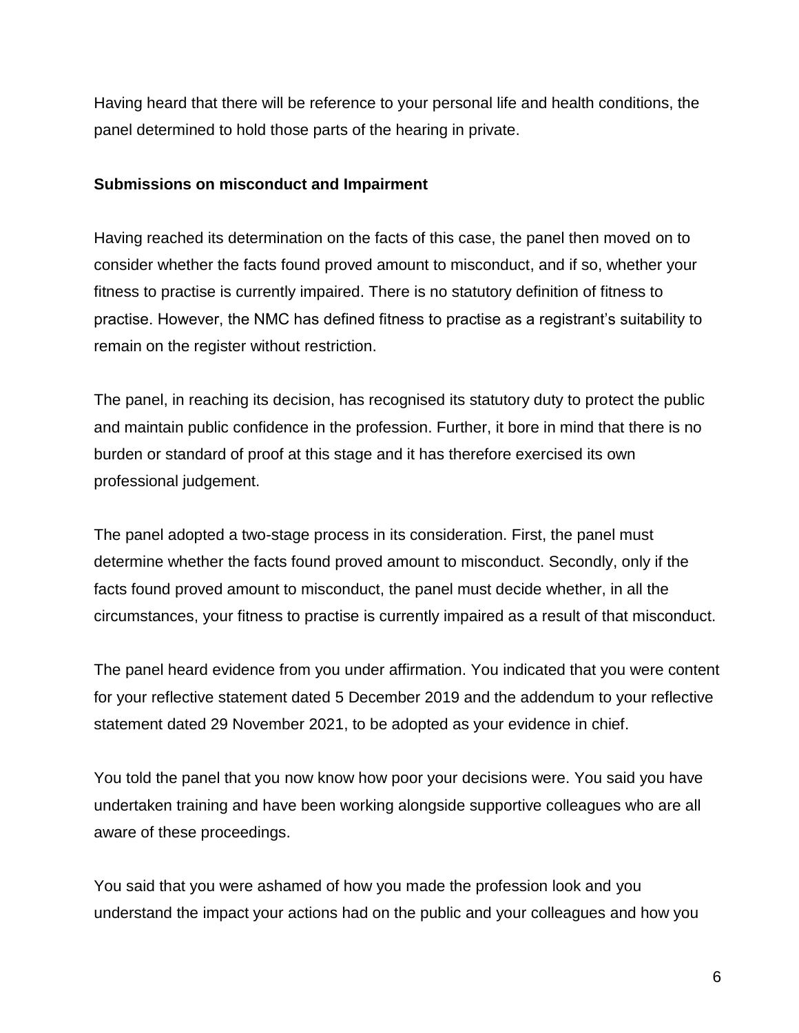Having heard that there will be reference to your personal life and health conditions, the panel determined to hold those parts of the hearing in private.

**Submissions on misconduct and Impairment**

Having reached its determination on the facts of this case, the panel then moved on to consider whether the facts found proved amount to misconduct, and if so, whether your fitness to practise is currently impaired. There is no statutory definition of fitness to practise. However, the NMC has defined fitness to practise as a registrant's suitability to remain on the register without restriction.

The panel, in reaching its decision, has recognised its statutory duty to protect the public and maintain public confidence in the profession. Further, it bore in mind that there is no burden or standard of proof at this stage and it has therefore exercised its own professional judgement.

The panel adopted a two-stage process in its consideration. First, the panel must determine whether the facts found proved amount to misconduct. Secondly, only if the facts found proved amount to misconduct, the panel must decide whether, in all the circumstances, your fitness to practise is currently impaired as a result of that misconduct.

The panel heard evidence from you under affirmation. You indicated that you were content for your reflective statement dated 5 December 2019 and the addendum to your reflective statement dated 29 November 2021, to be adopted as your evidence in chief.

You told the panel that you now know how poor your decisions were. You said you have undertaken training and have been working alongside supportive colleagues who are all aware of these proceedings.

You said that you were ashamed of how you made the profession look and you understand the impact your actions had on the public and your colleagues and how you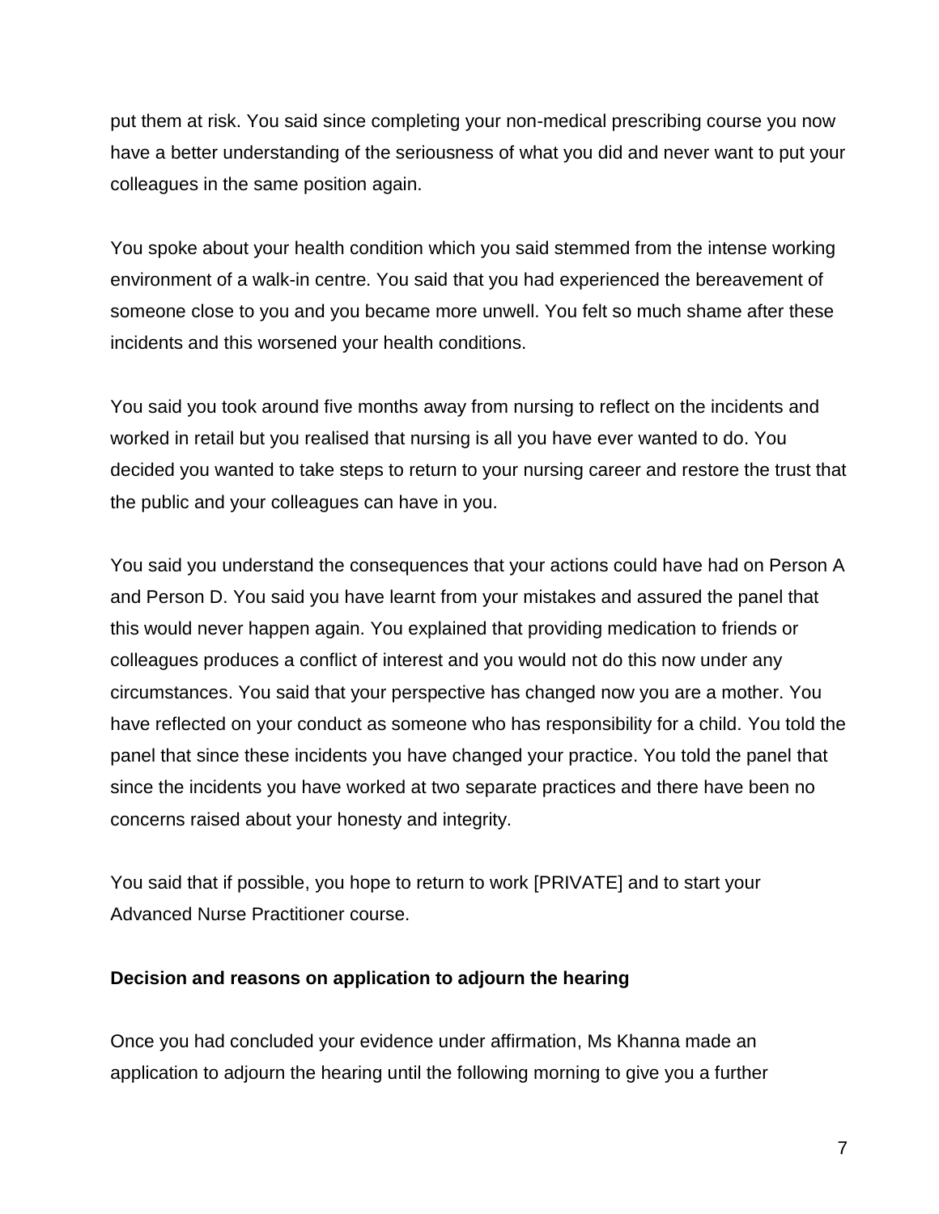put them at risk. You said since completing your non-medical prescribing course you now have a better understanding of the seriousness of what you did and never want to put your colleagues in the same position again.

You spoke about your health condition which you said stemmed from the intense working environment of a walk-in centre. You said that you had experienced the bereavement of someone close to you and you became more unwell. You felt so much shame after these incidents and this worsened your health conditions.

You said you took around five months away from nursing to reflect on the incidents and worked in retail but you realised that nursing is all you have ever wanted to do. You decided you wanted to take steps to return to your nursing career and restore the trust that the public and your colleagues can have in you.

You said you understand the consequences that your actions could have had on Person A and Person D. You said you have learnt from your mistakes and assured the panel that this would never happen again. You explained that providing medication to friends or colleagues produces a conflict of interest and you would not do this now under any circumstances. You said that your perspective has changed now you are a mother. You have reflected on your conduct as someone who has responsibility for a child. You told the panel that since these incidents you have changed your practice. You told the panel that since the incidents you have worked at two separate practices and there have been no concerns raised about your honesty and integrity.

You said that if possible, you hope to return to work [PRIVATE] and to start your Advanced Nurse Practitioner course.

**Decision and reasons on application to adjourn the hearing**

Once you had concluded your evidence under affirmation, Ms Khanna made an application to adjourn the hearing until the following morning to give you a further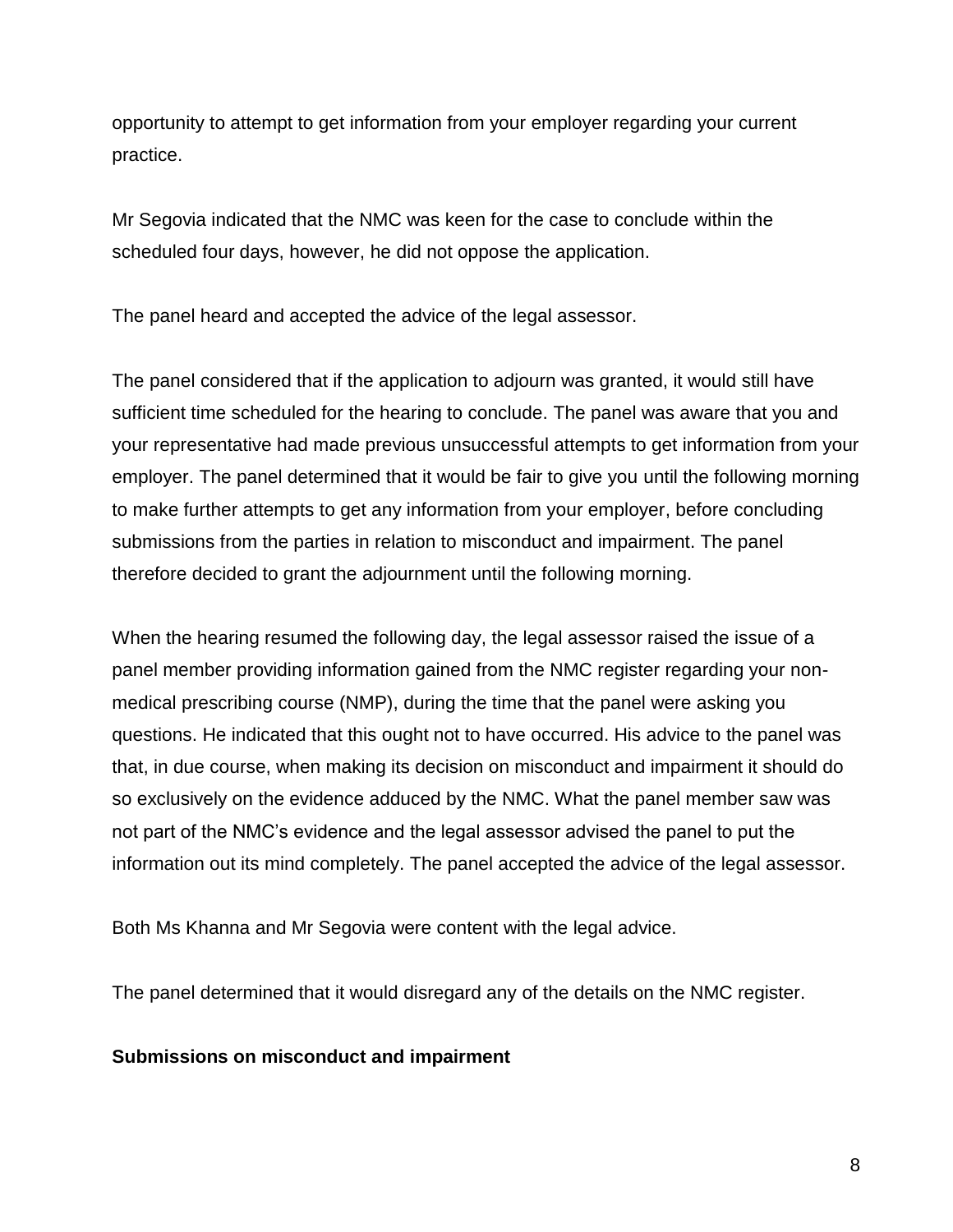opportunity to attempt to get information from your employer regarding your current practice.

Mr Segovia indicated that the NMC was keen for the case to conclude within the scheduled four days, however, he did not oppose the application.

The panel heard and accepted the advice of the legal assessor.

The panel considered that if the application to adjourn was granted, it would still have sufficient time scheduled for the hearing to conclude. The panel was aware that you and your representative had made previous unsuccessful attempts to get information from your employer. The panel determined that it would be fair to give you until the following morning to make further attempts to get any information from your employer, before concluding submissions from the parties in relation to misconduct and impairment. The panel therefore decided to grant the adjournment until the following morning.

When the hearing resumed the following day, the legal assessor raised the issue of a panel member providing information gained from the NMC register regarding your non-medical prescribing course (NMP), during the time that the panel were asking you questions. He indicated that this ought not to have occurred. His advice to the panel was that, in due course, when making its decision on misconduct and impairment it should do so exclusively on the evidence adduced by the NMC. What the panel member saw was not part of the NMC's evidence and the legal assessor advised the panel to put the information out its mind completely. The panel accepted the advice of the legal assessor.

Both Ms Khanna and Mr Segovia were content with the legal advice.

The panel determined that it would disregard any of the details on the NMC register.

**Submissions on misconduct and impairment**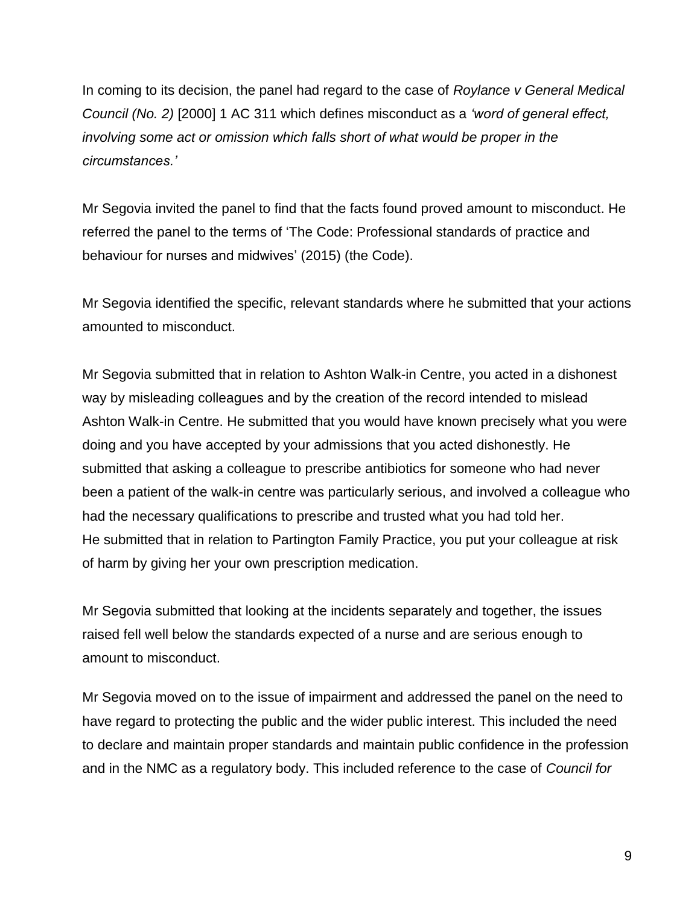In coming to its decision, the panel had regard to the case of *Roylance v General Medical Council (No. 2)* [2000] 1 AC 311 which defines misconduct as a *'word of general effect, involving some act or omission which falls short of what would be proper in the circumstances.'*

Mr Segovia invited the panel to find that the facts found proved amount to misconduct. He referred the panel to the terms of 'The Code: Professional standards of practice and behaviour for nurses and midwives' (2015) (the Code).

Mr Segovia identified the specific, relevant standards where he submitted that your actions amounted to misconduct.

Mr Segovia submitted that in relation to Ashton Walk-in Centre, you acted in a dishonest way by misleading colleagues and by the creation of the record intended to mislead Ashton Walk-in Centre. He submitted that you would have known precisely what you were doing and you have accepted by your admissions that you acted dishonestly. He submitted that asking a colleague to prescribe antibiotics for someone who had never been a patient of the walk-in centre was particularly serious, and involved a colleague who had the necessary qualifications to prescribe and trusted what you had told her.
He submitted that in relation to Partington Family Practice, you put your colleague at risk of harm by giving her your own prescription medication.

Mr Segovia submitted that looking at the incidents separately and together, the issues raised fell well below the standards expected of a nurse and are serious enough to amount to misconduct.

Mr Segovia moved on to the issue of impairment and addressed the panel on the need to have regard to protecting the public and the wider public interest. This included the need to declare and maintain proper standards and maintain public confidence in the profession and in the NMC as a regulatory body. This included reference to the case of *Council for*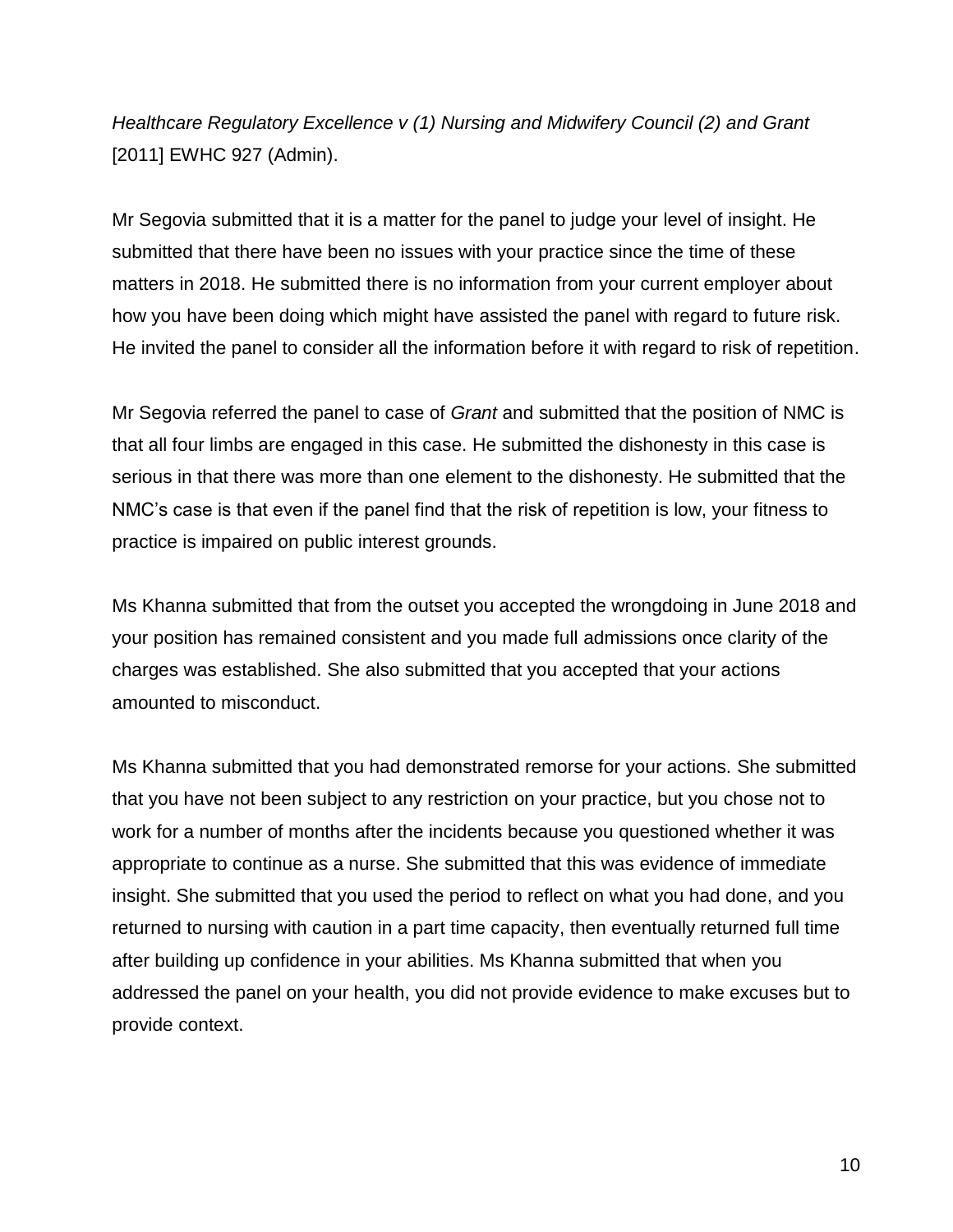*Healthcare Regulatory Excellence v (1) Nursing and Midwifery Council (2) and Grant* [2011] EWHC 927 (Admin).

Mr Segovia submitted that it is a matter for the panel to judge your level of insight. He submitted that there have been no issues with your practice since the time of these matters in 2018. He submitted there is no information from your current employer about how you have been doing which might have assisted the panel with regard to future risk. He invited the panel to consider all the information before it with regard to risk of repetition.

Mr Segovia referred the panel to case of *Grant* and submitted that the position of NMC is that all four limbs are engaged in this case. He submitted the dishonesty in this case is serious in that there was more than one element to the dishonesty. He submitted that the NMC's case is that even if the panel find that the risk of repetition is low, your fitness to practice is impaired on public interest grounds.

Ms Khanna submitted that from the outset you accepted the wrongdoing in June 2018 and your position has remained consistent and you made full admissions once clarity of the charges was established. She also submitted that you accepted that your actions amounted to misconduct.

Ms Khanna submitted that you had demonstrated remorse for your actions. She submitted that you have not been subject to any restriction on your practice, but you chose not to work for a number of months after the incidents because you questioned whether it was appropriate to continue as a nurse. She submitted that this was evidence of immediate insight. She submitted that you used the period to reflect on what you had done, and you returned to nursing with caution in a part time capacity, then eventually returned full time after building up confidence in your abilities. Ms Khanna submitted that when you addressed the panel on your health, you did not provide evidence to make excuses but to provide context.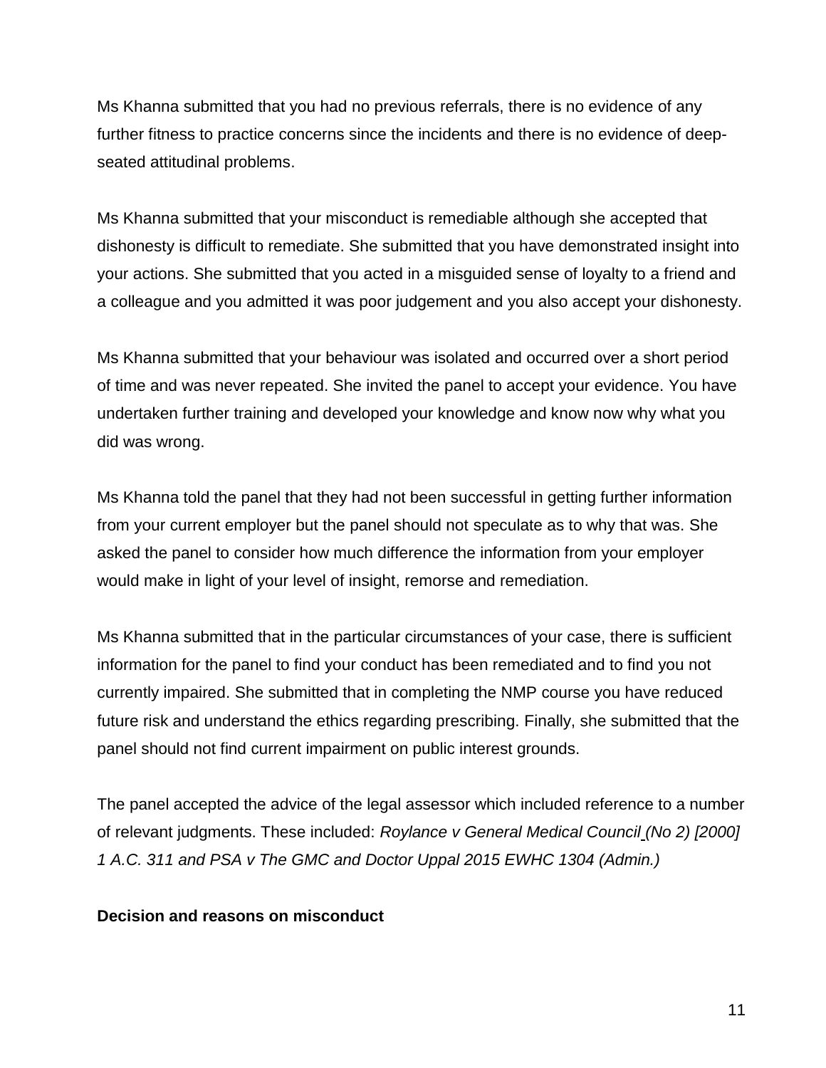Ms Khanna submitted that you had no previous referrals, there is no evidence of any further fitness to practice concerns since the incidents and there is no evidence of deep-seated attitudinal problems.

Ms Khanna submitted that your misconduct is remediable although she accepted that dishonesty is difficult to remediate. She submitted that you have demonstrated insight into your actions. She submitted that you acted in a misguided sense of loyalty to a friend and a colleague and you admitted it was poor judgement and you also accept your dishonesty.

Ms Khanna submitted that your behaviour was isolated and occurred over a short period of time and was never repeated. She invited the panel to accept your evidence. You have undertaken further training and developed your knowledge and know now why what you did was wrong.

Ms Khanna told the panel that they had not been successful in getting further information from your current employer but the panel should not speculate as to why that was. She asked the panel to consider how much difference the information from your employer would make in light of your level of insight, remorse and remediation.

Ms Khanna submitted that in the particular circumstances of your case, there is sufficient information for the panel to find your conduct has been remediated and to find you not currently impaired. She submitted that in completing the NMP course you have reduced future risk and understand the ethics regarding prescribing. Finally, she submitted that the panel should not find current impairment on public interest grounds.

The panel accepted the advice of the legal assessor which included reference to a number of relevant judgments. These included: *Roylance v General Medical Council (No 2) [2000] 1 A.C. 311 and PSA v The GMC and Doctor Uppal 2015 EWHC 1304 (Admin.)*

**Decision and reasons on misconduct**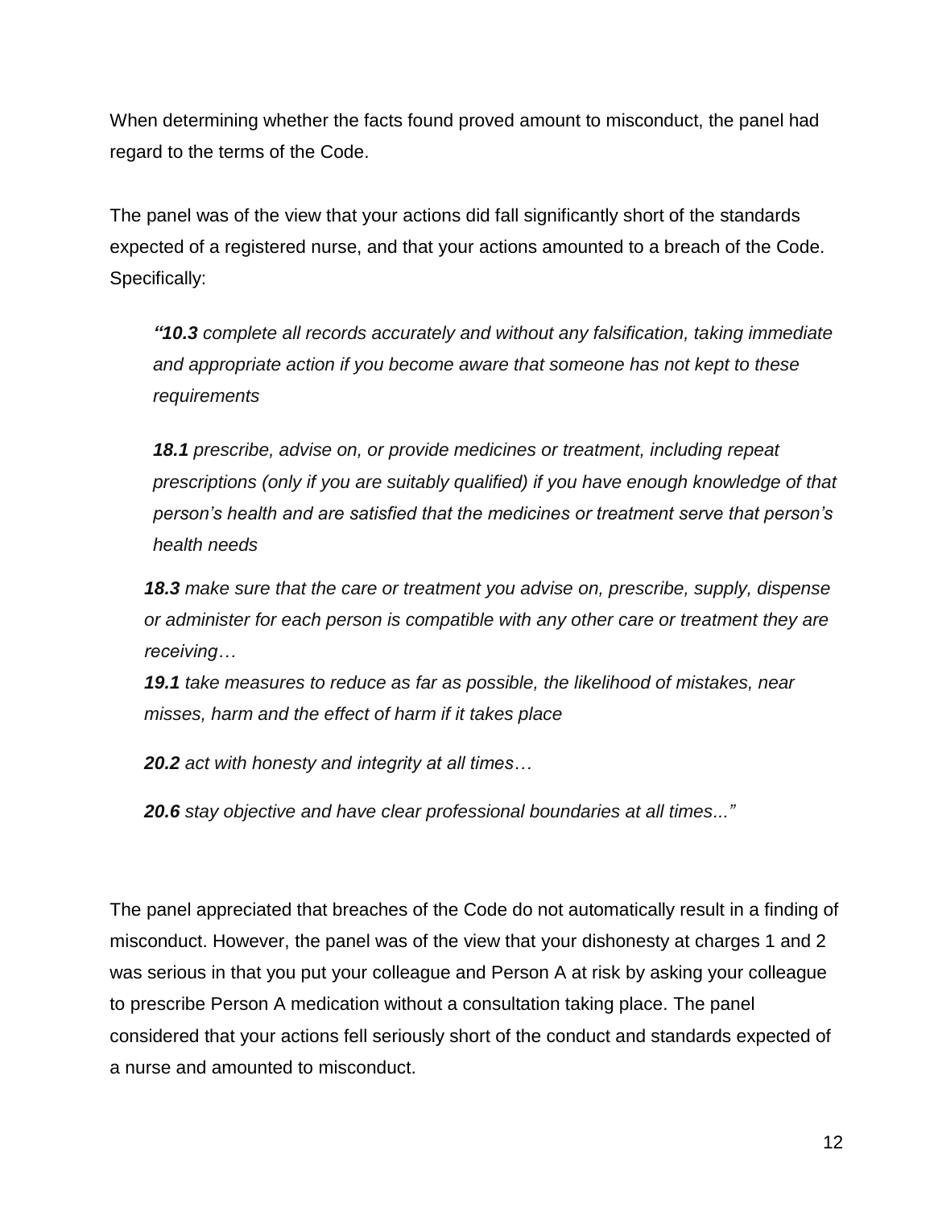When determining whether the facts found proved amount to misconduct, the panel had regard to the terms of the Code.

The panel was of the view that your actions did fall significantly short of the standards expected of a registered nurse, and that your actions amounted to a breach of the Code. Specifically:

> ***"10.3*** *complete all records accurately and without any falsification, taking immediate and appropriate action if you become aware that someone has not kept to these requirements*
>
> ***18.1*** *prescribe, advise on, or provide medicines or treatment, including repeat prescriptions (only if you are suitably qualified) if you have enough knowledge of that person's health and are satisfied that the medicines or treatment serve that person's health needs*
>
> ***18.3*** *make sure that the care or treatment you advise on, prescribe, supply, dispense or administer for each person is compatible with any other care or treatment they are receiving…*
>
> ***19.1*** *take measures to reduce as far as possible, the likelihood of mistakes, near misses, harm and the effect of harm if it takes place*
>
> ***20.2*** *act with honesty and integrity at all times…*
>
> ***20.6*** *stay objective and have clear professional boundaries at all times..."*

The panel appreciated that breaches of the Code do not automatically result in a finding of misconduct. However, the panel was of the view that your dishonesty at charges 1 and 2 was serious in that you put your colleague and Person A at risk by asking your colleague to prescribe Person A medication without a consultation taking place. The panel considered that your actions fell seriously short of the conduct and standards expected of a nurse and amounted to misconduct.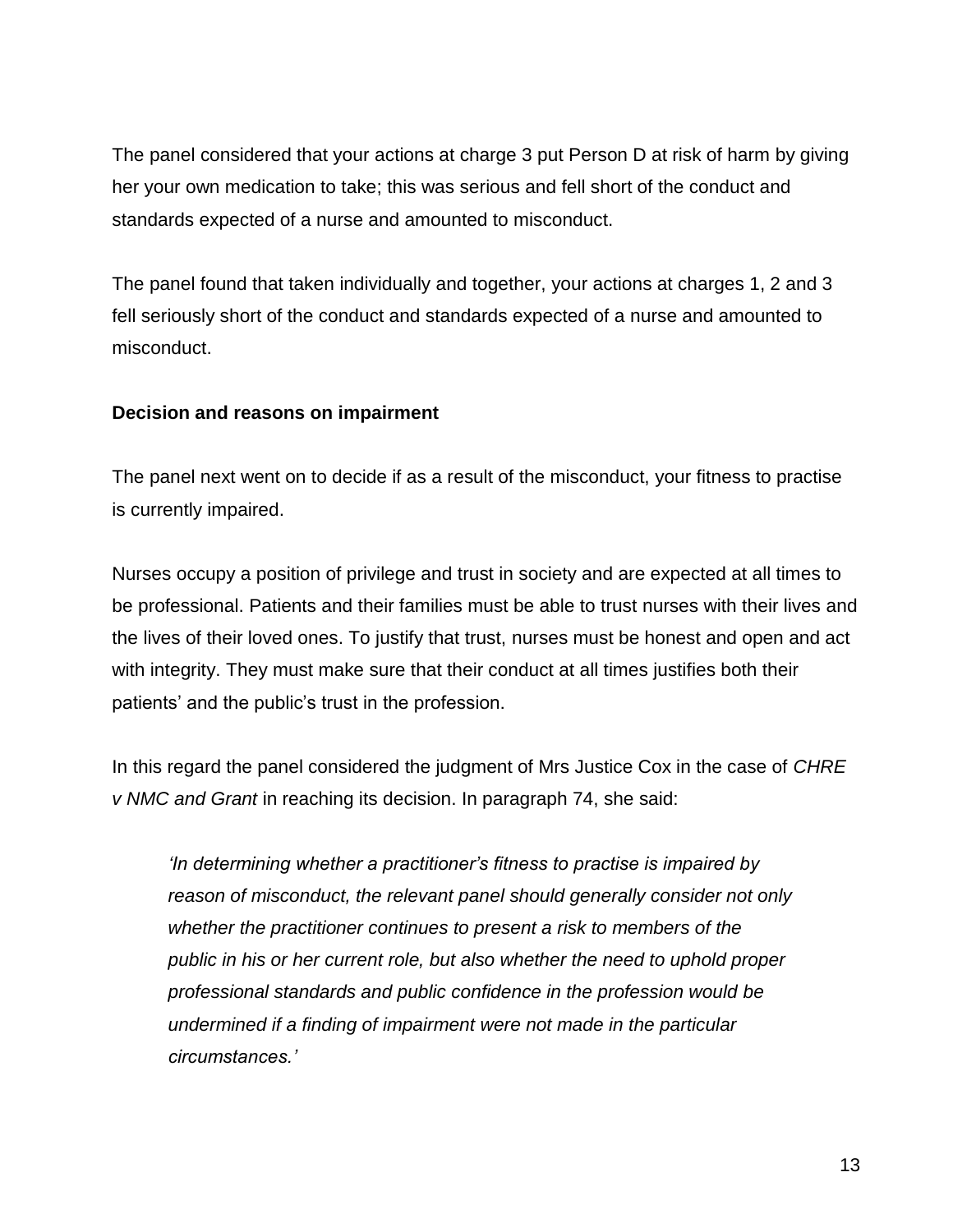The panel considered that your actions at charge 3 put Person D at risk of harm by giving her your own medication to take; this was serious and fell short of the conduct and standards expected of a nurse and amounted to misconduct.

The panel found that taken individually and together, your actions at charges 1, 2 and 3 fell seriously short of the conduct and standards expected of a nurse and amounted to misconduct.

**Decision and reasons on impairment**

The panel next went on to decide if as a result of the misconduct, your fitness to practise is currently impaired.

Nurses occupy a position of privilege and trust in society and are expected at all times to be professional. Patients and their families must be able to trust nurses with their lives and the lives of their loved ones. To justify that trust, nurses must be honest and open and act with integrity. They must make sure that their conduct at all times justifies both their patients' and the public's trust in the profession.

In this regard the panel considered the judgment of Mrs Justice Cox in the case of *CHRE v NMC and Grant* in reaching its decision. In paragraph 74, she said:

> *'In determining whether a practitioner's fitness to practise is impaired by reason of misconduct, the relevant panel should generally consider not only whether the practitioner continues to present a risk to members of the public in his or her current role, but also whether the need to uphold proper professional standards and public confidence in the profession would be undermined if a finding of impairment were not made in the particular circumstances.'*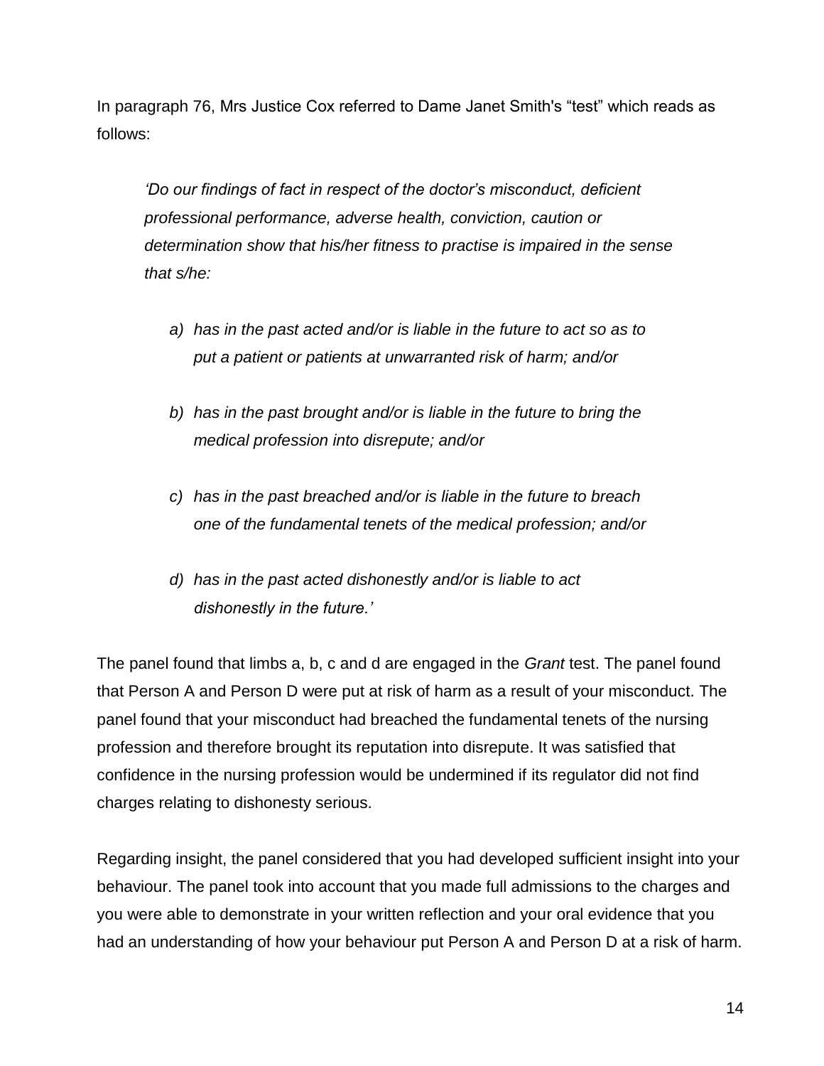In paragraph 76, Mrs Justice Cox referred to Dame Janet Smith's "test" which reads as follows:

> *'Do our findings of fact in respect of the doctor's misconduct, deficient professional performance, adverse health, conviction, caution or determination show that his/her fitness to practise is impaired in the sense that s/he:*
>
> *a) has in the past acted and/or is liable in the future to act so as to put a patient or patients at unwarranted risk of harm; and/or*
>
> *b) has in the past brought and/or is liable in the future to bring the medical profession into disrepute; and/or*
>
> *c) has in the past breached and/or is liable in the future to breach one of the fundamental tenets of the medical profession; and/or*
>
> *d) has in the past acted dishonestly and/or is liable to act dishonestly in the future.'*

The panel found that limbs a, b, c and d are engaged in the *Grant* test. The panel found that Person A and Person D were put at risk of harm as a result of your misconduct. The panel found that your misconduct had breached the fundamental tenets of the nursing profession and therefore brought its reputation into disrepute. It was satisfied that confidence in the nursing profession would be undermined if its regulator did not find charges relating to dishonesty serious.

Regarding insight, the panel considered that you had developed sufficient insight into your behaviour. The panel took into account that you made full admissions to the charges and you were able to demonstrate in your written reflection and your oral evidence that you had an understanding of how your behaviour put Person A and Person D at a risk of harm.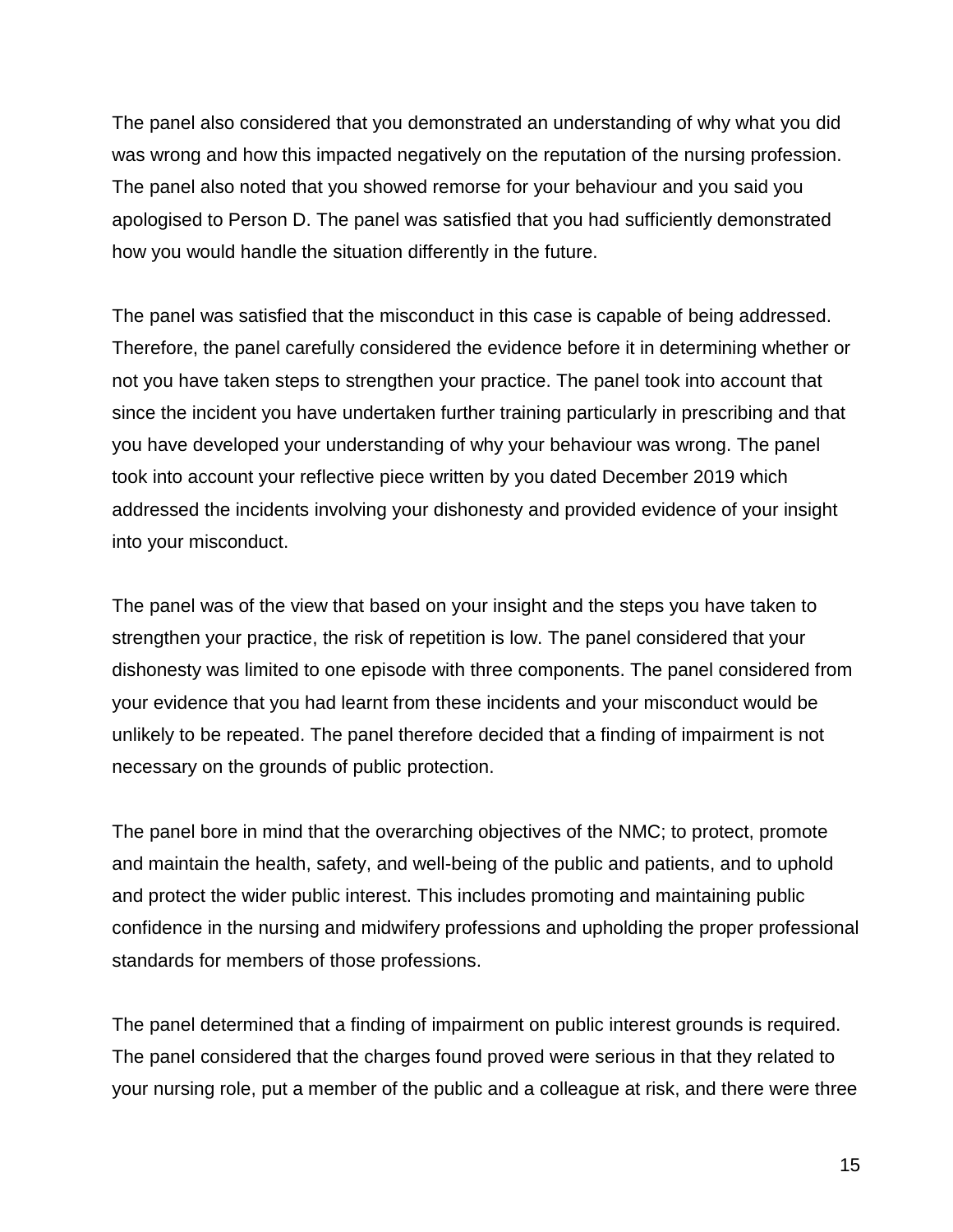The panel also considered that you demonstrated an understanding of why what you did was wrong and how this impacted negatively on the reputation of the nursing profession. The panel also noted that you showed remorse for your behaviour and you said you apologised to Person D. The panel was satisfied that you had sufficiently demonstrated how you would handle the situation differently in the future.

The panel was satisfied that the misconduct in this case is capable of being addressed. Therefore, the panel carefully considered the evidence before it in determining whether or not you have taken steps to strengthen your practice. The panel took into account that since the incident you have undertaken further training particularly in prescribing and that you have developed your understanding of why your behaviour was wrong. The panel took into account your reflective piece written by you dated December 2019 which addressed the incidents involving your dishonesty and provided evidence of your insight into your misconduct.

The panel was of the view that based on your insight and the steps you have taken to strengthen your practice, the risk of repetition is low. The panel considered that your dishonesty was limited to one episode with three components. The panel considered from your evidence that you had learnt from these incidents and your misconduct would be unlikely to be repeated. The panel therefore decided that a finding of impairment is not necessary on the grounds of public protection.

The panel bore in mind that the overarching objectives of the NMC; to protect, promote and maintain the health, safety, and well-being of the public and patients, and to uphold and protect the wider public interest. This includes promoting and maintaining public confidence in the nursing and midwifery professions and upholding the proper professional standards for members of those professions.

The panel determined that a finding of impairment on public interest grounds is required. The panel considered that the charges found proved were serious in that they related to your nursing role, put a member of the public and a colleague at risk, and there were three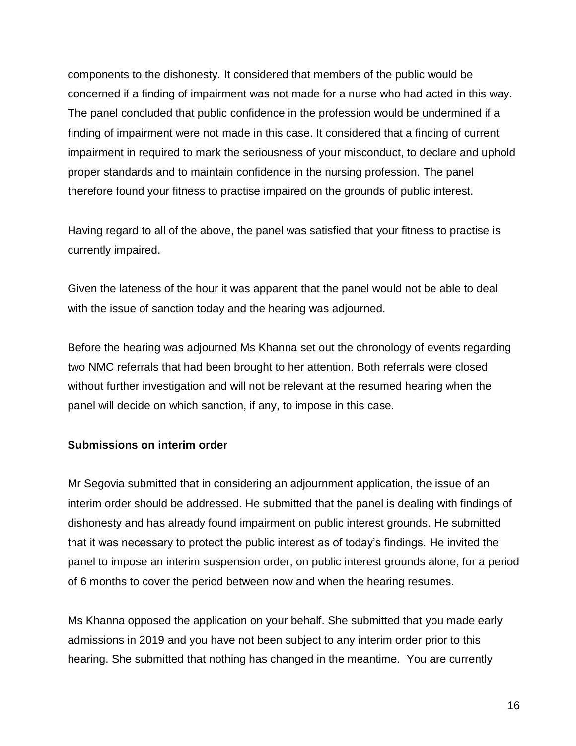components to the dishonesty. It considered that members of the public would be concerned if a finding of impairment was not made for a nurse who had acted in this way. The panel concluded that public confidence in the profession would be undermined if a finding of impairment were not made in this case. It considered that a finding of current impairment in required to mark the seriousness of your misconduct, to declare and uphold proper standards and to maintain confidence in the nursing profession. The panel therefore found your fitness to practise impaired on the grounds of public interest.

Having regard to all of the above, the panel was satisfied that your fitness to practise is currently impaired.

Given the lateness of the hour it was apparent that the panel would not be able to deal with the issue of sanction today and the hearing was adjourned.

Before the hearing was adjourned Ms Khanna set out the chronology of events regarding two NMC referrals that had been brought to her attention. Both referrals were closed without further investigation and will not be relevant at the resumed hearing when the panel will decide on which sanction, if any, to impose in this case.

**Submissions on interim order**

Mr Segovia submitted that in considering an adjournment application, the issue of an interim order should be addressed. He submitted that the panel is dealing with findings of dishonesty and has already found impairment on public interest grounds. He submitted that it was necessary to protect the public interest as of today's findings. He invited the panel to impose an interim suspension order, on public interest grounds alone, for a period of 6 months to cover the period between now and when the hearing resumes.

Ms Khanna opposed the application on your behalf. She submitted that you made early admissions in 2019 and you have not been subject to any interim order prior to this hearing. She submitted that nothing has changed in the meantime. You are currently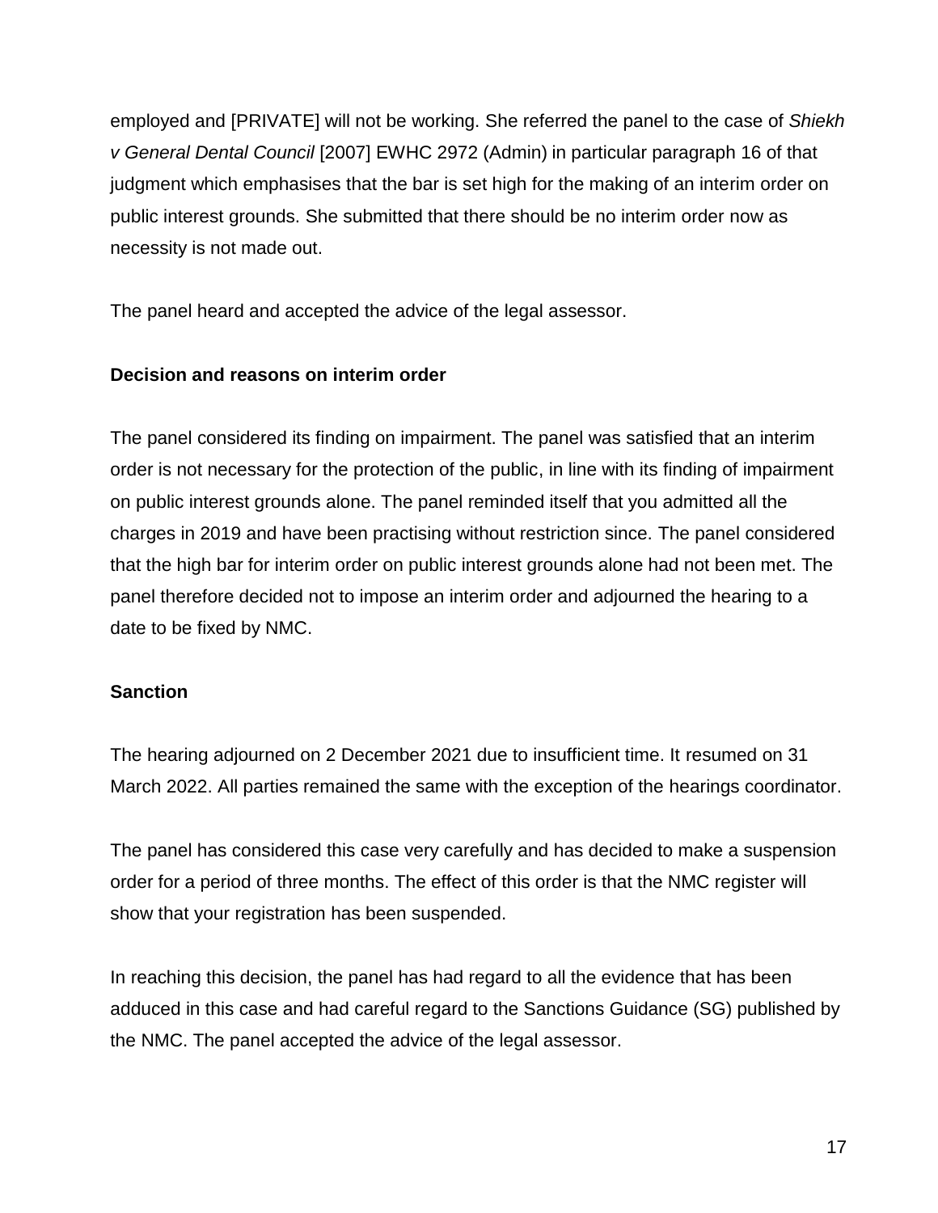employed and [PRIVATE] will not be working. She referred the panel to the case of *Shiekh v General Dental Council* [2007] EWHC 2972 (Admin) in particular paragraph 16 of that judgment which emphasises that the bar is set high for the making of an interim order on public interest grounds. She submitted that there should be no interim order now as necessity is not made out.

The panel heard and accepted the advice of the legal assessor.

**Decision and reasons on interim order**

The panel considered its finding on impairment. The panel was satisfied that an interim order is not necessary for the protection of the public, in line with its finding of impairment on public interest grounds alone. The panel reminded itself that you admitted all the charges in 2019 and have been practising without restriction since. The panel considered that the high bar for interim order on public interest grounds alone had not been met. The panel therefore decided not to impose an interim order and adjourned the hearing to a date to be fixed by NMC.

**Sanction**

The hearing adjourned on 2 December 2021 due to insufficient time. It resumed on 31 March 2022. All parties remained the same with the exception of the hearings coordinator.

The panel has considered this case very carefully and has decided to make a suspension order for a period of three months. The effect of this order is that the NMC register will show that your registration has been suspended.

In reaching this decision, the panel has had regard to all the evidence that has been adduced in this case and had careful regard to the Sanctions Guidance (SG) published by the NMC. The panel accepted the advice of the legal assessor.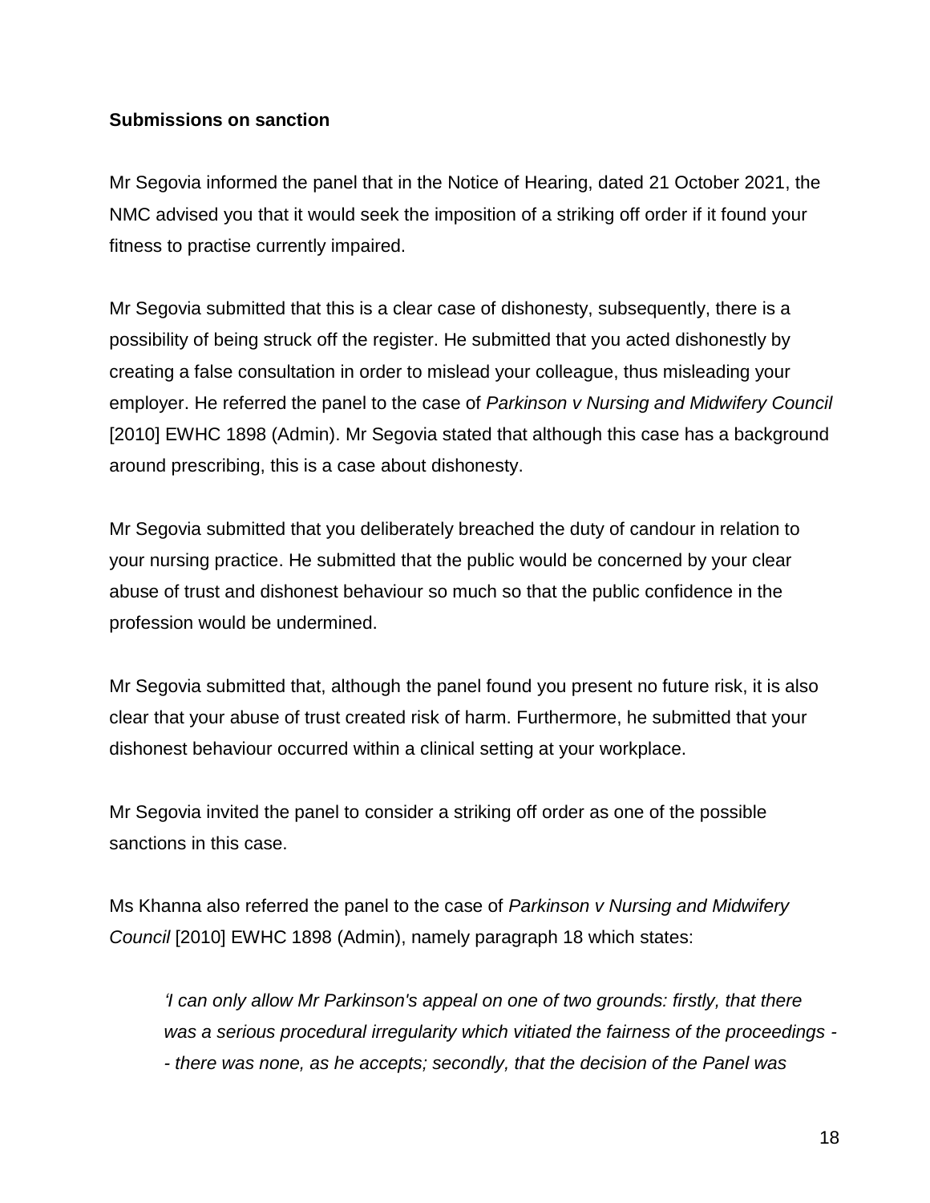**Submissions on sanction**

Mr Segovia informed the panel that in the Notice of Hearing, dated 21 October 2021, the NMC advised you that it would seek the imposition of a striking off order if it found your fitness to practise currently impaired.

Mr Segovia submitted that this is a clear case of dishonesty, subsequently, there is a possibility of being struck off the register. He submitted that you acted dishonestly by creating a false consultation in order to mislead your colleague, thus misleading your employer. He referred the panel to the case of *Parkinson v Nursing and Midwifery Council* [2010] EWHC 1898 (Admin). Mr Segovia stated that although this case has a background around prescribing, this is a case about dishonesty.

Mr Segovia submitted that you deliberately breached the duty of candour in relation to your nursing practice. He submitted that the public would be concerned by your clear abuse of trust and dishonest behaviour so much so that the public confidence in the profession would be undermined.

Mr Segovia submitted that, although the panel found you present no future risk, it is also clear that your abuse of trust created risk of harm. Furthermore, he submitted that your dishonest behaviour occurred within a clinical setting at your workplace.

Mr Segovia invited the panel to consider a striking off order as one of the possible sanctions in this case.

Ms Khanna also referred the panel to the case of *Parkinson v Nursing and Midwifery Council* [2010] EWHC 1898 (Admin), namely paragraph 18 which states:

> *'I can only allow Mr Parkinson's appeal on one of two grounds: firstly, that there was a serious procedural irregularity which vitiated the fairness of the proceedings -- there was none, as he accepts; secondly, that the decision of the Panel was*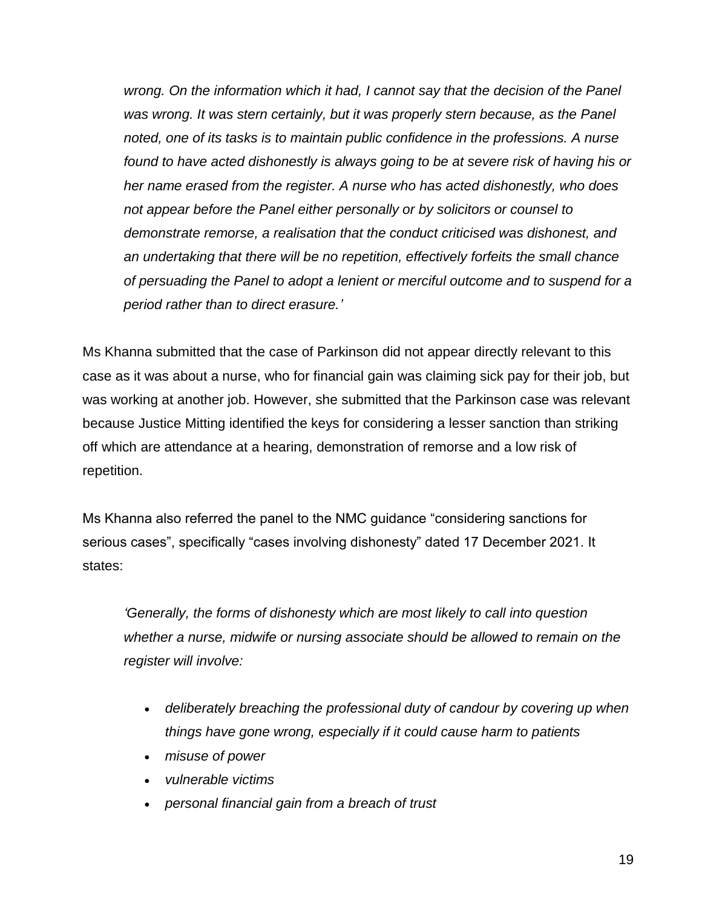*wrong. On the information which it had, I cannot say that the decision of the Panel was wrong. It was stern certainly, but it was properly stern because, as the Panel noted, one of its tasks is to maintain public confidence in the professions. A nurse found to have acted dishonestly is always going to be at severe risk of having his or her name erased from the register. A nurse who has acted dishonestly, who does not appear before the Panel either personally or by solicitors or counsel to demonstrate remorse, a realisation that the conduct criticised was dishonest, and an undertaking that there will be no repetition, effectively forfeits the small chance of persuading the Panel to adopt a lenient or merciful outcome and to suspend for a period rather than to direct erasure.'*

Ms Khanna submitted that the case of Parkinson did not appear directly relevant to this case as it was about a nurse, who for financial gain was claiming sick pay for their job, but was working at another job. However, she submitted that the Parkinson case was relevant because Justice Mitting identified the keys for considering a lesser sanction than striking off which are attendance at a hearing, demonstration of remorse and a low risk of repetition.

Ms Khanna also referred the panel to the NMC guidance "considering sanctions for serious cases", specifically "cases involving dishonesty" dated 17 December 2021. It states:

*'Generally, the forms of dishonesty which are most likely to call into question whether a nurse, midwife or nursing associate should be allowed to remain on the register will involve:*

- *deliberately breaching the professional duty of candour by covering up when things have gone wrong, especially if it could cause harm to patients*
- *misuse of power*
- *vulnerable victims*
- *personal financial gain from a breach of trust*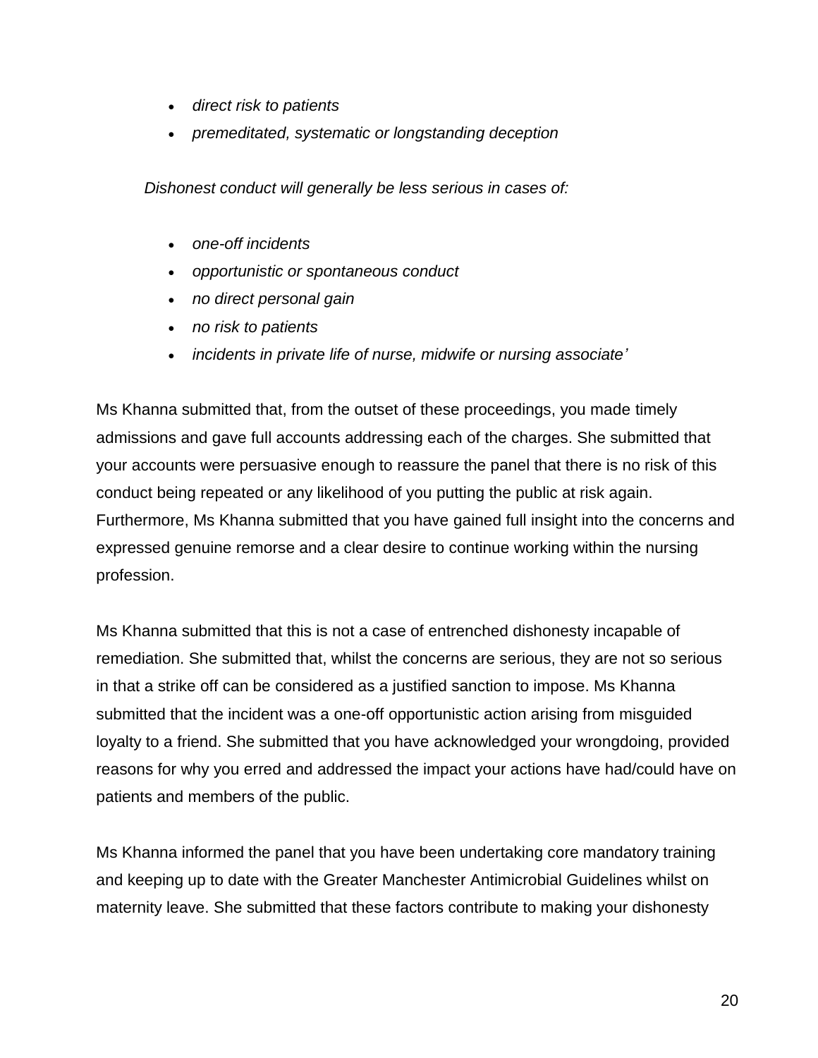- *direct risk to patients*
- *premeditated, systematic or longstanding deception*

*Dishonest conduct will generally be less serious in cases of:*

- *one-off incidents*
- *opportunistic or spontaneous conduct*
- *no direct personal gain*
- *no risk to patients*
- *incidents in private life of nurse, midwife or nursing associate'*

Ms Khanna submitted that, from the outset of these proceedings, you made timely admissions and gave full accounts addressing each of the charges. She submitted that your accounts were persuasive enough to reassure the panel that there is no risk of this conduct being repeated or any likelihood of you putting the public at risk again. Furthermore, Ms Khanna submitted that you have gained full insight into the concerns and expressed genuine remorse and a clear desire to continue working within the nursing profession.

Ms Khanna submitted that this is not a case of entrenched dishonesty incapable of remediation. She submitted that, whilst the concerns are serious, they are not so serious in that a strike off can be considered as a justified sanction to impose. Ms Khanna submitted that the incident was a one-off opportunistic action arising from misguided loyalty to a friend. She submitted that you have acknowledged your wrongdoing, provided reasons for why you erred and addressed the impact your actions have had/could have on patients and members of the public.

Ms Khanna informed the panel that you have been undertaking core mandatory training and keeping up to date with the Greater Manchester Antimicrobial Guidelines whilst on maternity leave. She submitted that these factors contribute to making your dishonesty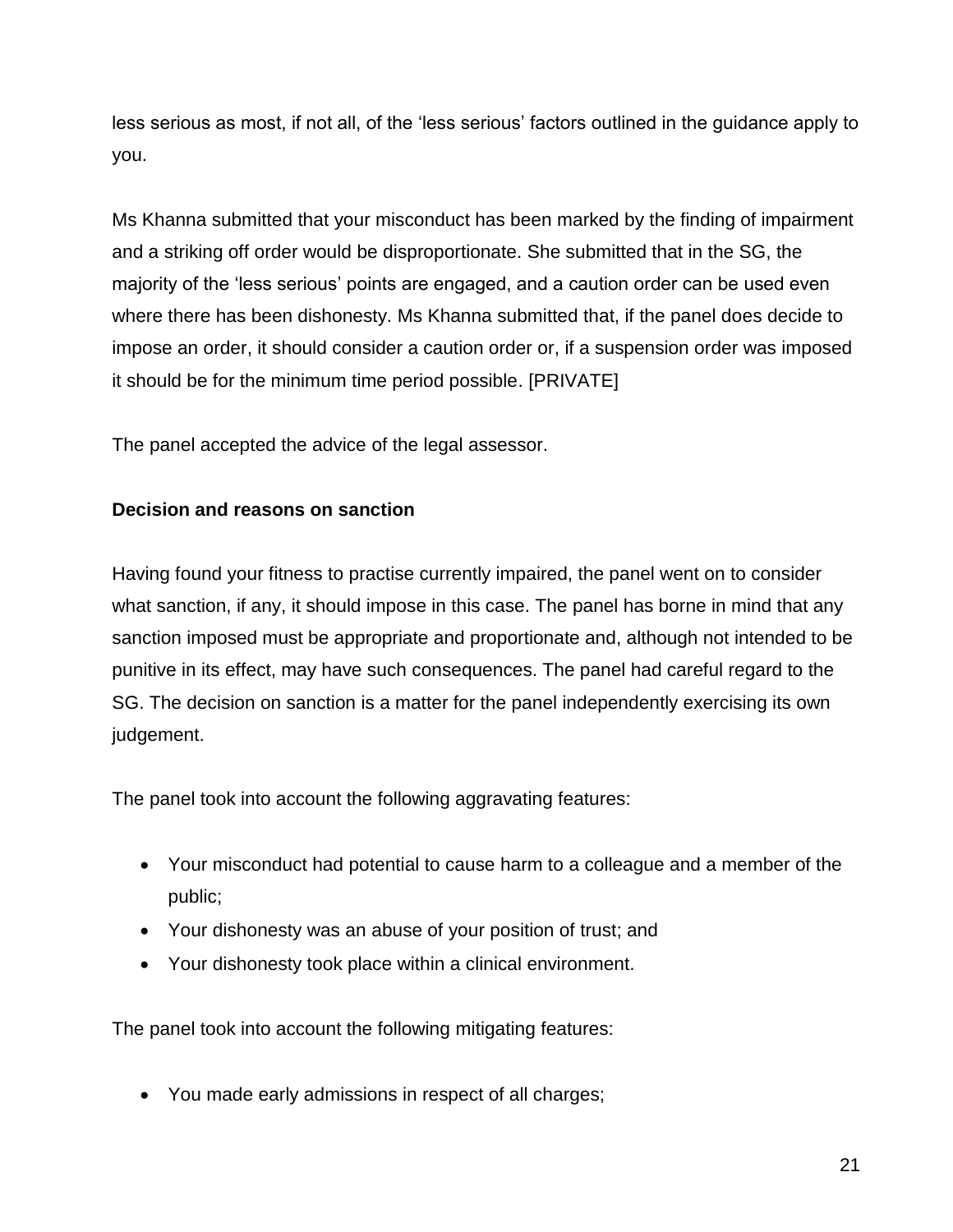less serious as most, if not all, of the 'less serious' factors outlined in the guidance apply to you.

Ms Khanna submitted that your misconduct has been marked by the finding of impairment and a striking off order would be disproportionate. She submitted that in the SG, the majority of the 'less serious' points are engaged, and a caution order can be used even where there has been dishonesty. Ms Khanna submitted that, if the panel does decide to impose an order, it should consider a caution order or, if a suspension order was imposed it should be for the minimum time period possible. [PRIVATE]

The panel accepted the advice of the legal assessor.

**Decision and reasons on sanction**

Having found your fitness to practise currently impaired, the panel went on to consider what sanction, if any, it should impose in this case. The panel has borne in mind that any sanction imposed must be appropriate and proportionate and, although not intended to be punitive in its effect, may have such consequences. The panel had careful regard to the SG. The decision on sanction is a matter for the panel independently exercising its own judgement.

The panel took into account the following aggravating features:

- Your misconduct had potential to cause harm to a colleague and a member of the public;
- Your dishonesty was an abuse of your position of trust; and
- Your dishonesty took place within a clinical environment.

The panel took into account the following mitigating features:

- You made early admissions in respect of all charges;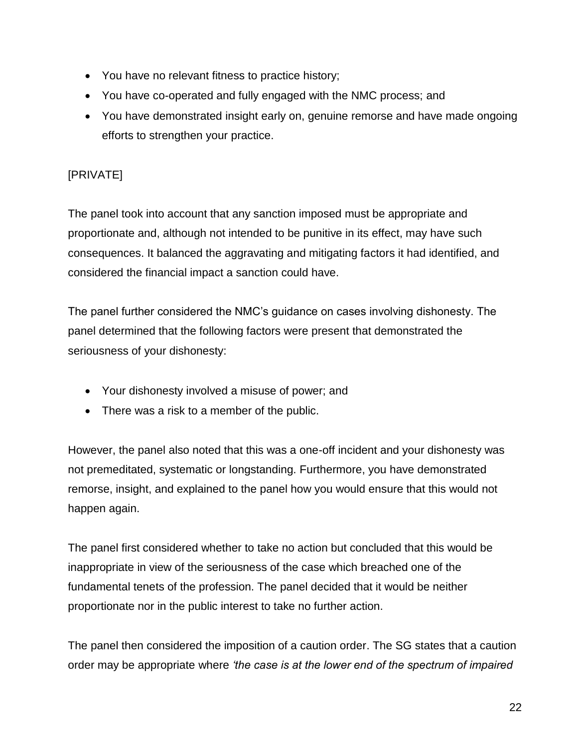- You have no relevant fitness to practice history;
- You have co-operated and fully engaged with the NMC process; and
- You have demonstrated insight early on, genuine remorse and have made ongoing efforts to strengthen your practice.

[PRIVATE]

The panel took into account that any sanction imposed must be appropriate and proportionate and, although not intended to be punitive in its effect, may have such consequences. It balanced the aggravating and mitigating factors it had identified, and considered the financial impact a sanction could have.

The panel further considered the NMC's guidance on cases involving dishonesty. The panel determined that the following factors were present that demonstrated the seriousness of your dishonesty:

- Your dishonesty involved a misuse of power; and
- There was a risk to a member of the public.

However, the panel also noted that this was a one-off incident and your dishonesty was not premeditated, systematic or longstanding. Furthermore, you have demonstrated remorse, insight, and explained to the panel how you would ensure that this would not happen again.

The panel first considered whether to take no action but concluded that this would be inappropriate in view of the seriousness of the case which breached one of the fundamental tenets of the profession. The panel decided that it would be neither proportionate nor in the public interest to take no further action.

The panel then considered the imposition of a caution order. The SG states that a caution order may be appropriate where *'the case is at the lower end of the spectrum of impaired*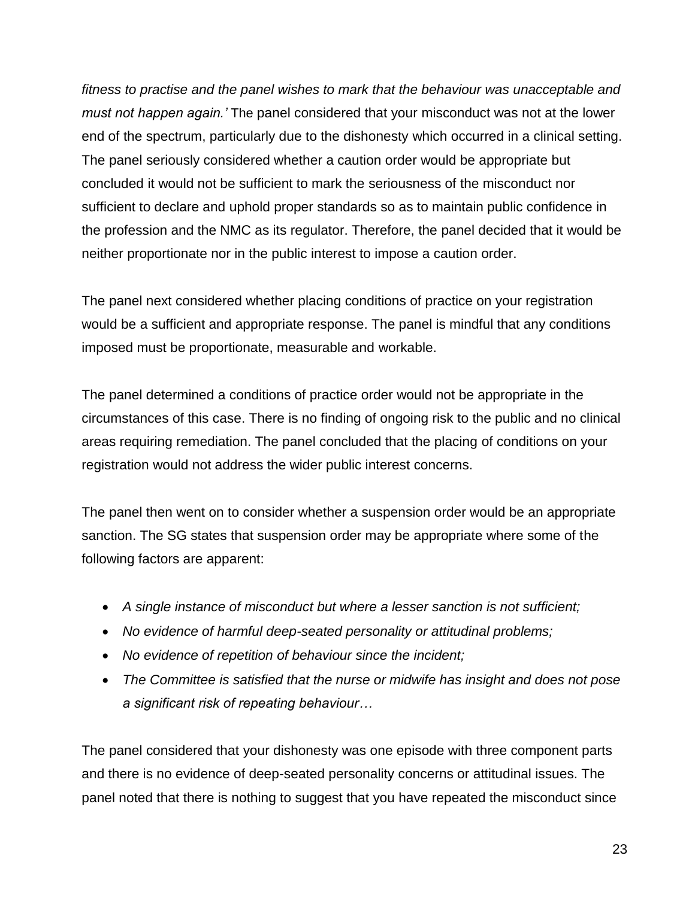*fitness to practise and the panel wishes to mark that the behaviour was unacceptable and must not happen again.'* The panel considered that your misconduct was not at the lower end of the spectrum, particularly due to the dishonesty which occurred in a clinical setting. The panel seriously considered whether a caution order would be appropriate but concluded it would not be sufficient to mark the seriousness of the misconduct nor sufficient to declare and uphold proper standards so as to maintain public confidence in the profession and the NMC as its regulator. Therefore, the panel decided that it would be neither proportionate nor in the public interest to impose a caution order.

The panel next considered whether placing conditions of practice on your registration would be a sufficient and appropriate response. The panel is mindful that any conditions imposed must be proportionate, measurable and workable.

The panel determined a conditions of practice order would not be appropriate in the circumstances of this case. There is no finding of ongoing risk to the public and no clinical areas requiring remediation. The panel concluded that the placing of conditions on your registration would not address the wider public interest concerns.

The panel then went on to consider whether a suspension order would be an appropriate sanction. The SG states that suspension order may be appropriate where some of the following factors are apparent:

- *A single instance of misconduct but where a lesser sanction is not sufficient;*
- *No evidence of harmful deep-seated personality or attitudinal problems;*
- *No evidence of repetition of behaviour since the incident;*
- *The Committee is satisfied that the nurse or midwife has insight and does not pose a significant risk of repeating behaviour…*

The panel considered that your dishonesty was one episode with three component parts and there is no evidence of deep-seated personality concerns or attitudinal issues. The panel noted that there is nothing to suggest that you have repeated the misconduct since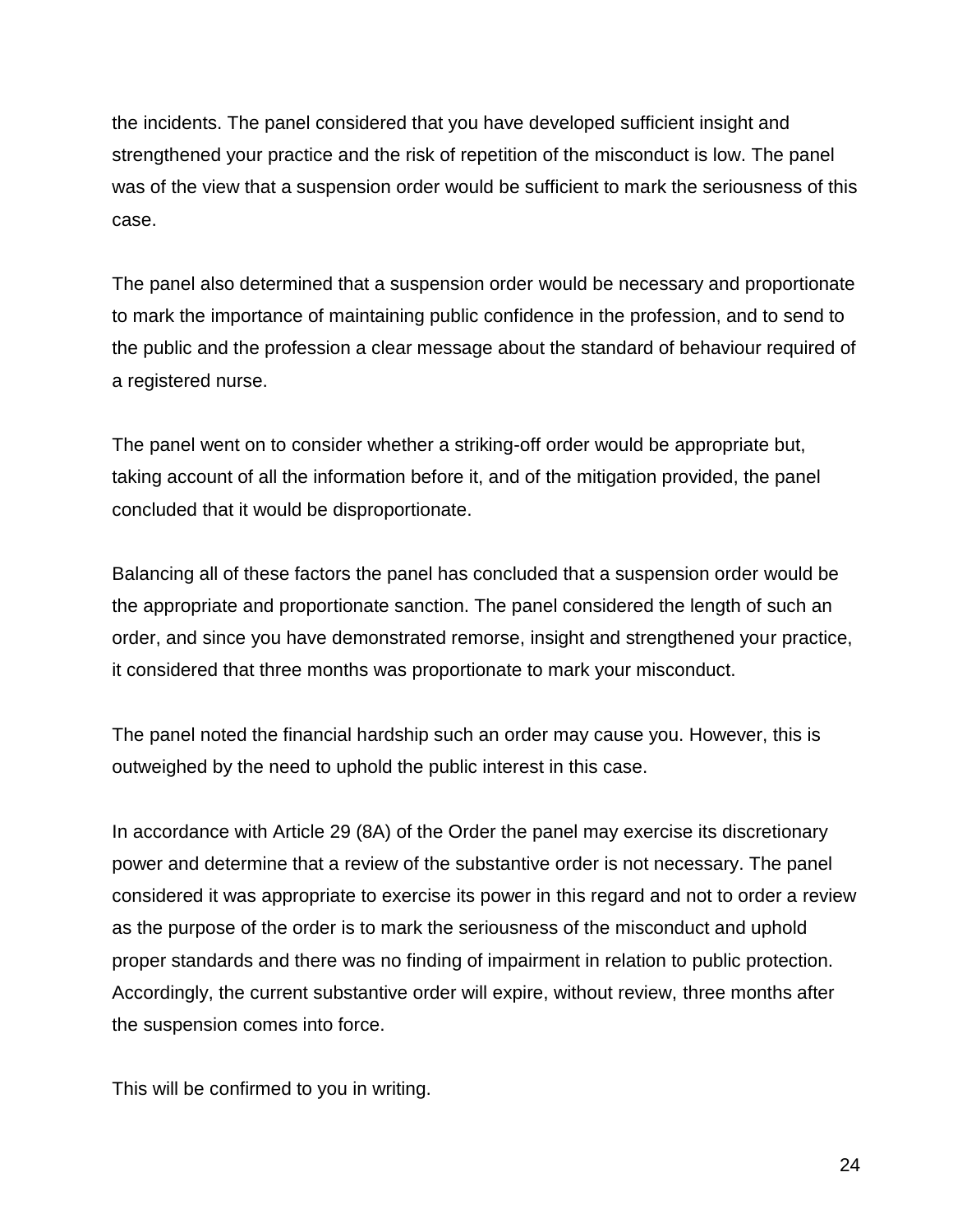the incidents. The panel considered that you have developed sufficient insight and strengthened your practice and the risk of repetition of the misconduct is low. The panel was of the view that a suspension order would be sufficient to mark the seriousness of this case.

The panel also determined that a suspension order would be necessary and proportionate to mark the importance of maintaining public confidence in the profession, and to send to the public and the profession a clear message about the standard of behaviour required of a registered nurse.

The panel went on to consider whether a striking-off order would be appropriate but, taking account of all the information before it, and of the mitigation provided, the panel concluded that it would be disproportionate.

Balancing all of these factors the panel has concluded that a suspension order would be the appropriate and proportionate sanction. The panel considered the length of such an order, and since you have demonstrated remorse, insight and strengthened your practice, it considered that three months was proportionate to mark your misconduct.

The panel noted the financial hardship such an order may cause you. However, this is outweighed by the need to uphold the public interest in this case.

In accordance with Article 29 (8A) of the Order the panel may exercise its discretionary power and determine that a review of the substantive order is not necessary. The panel considered it was appropriate to exercise its power in this regard and not to order a review as the purpose of the order is to mark the seriousness of the misconduct and uphold proper standards and there was no finding of impairment in relation to public protection. Accordingly, the current substantive order will expire, without review, three months after the suspension comes into force.

This will be confirmed to you in writing.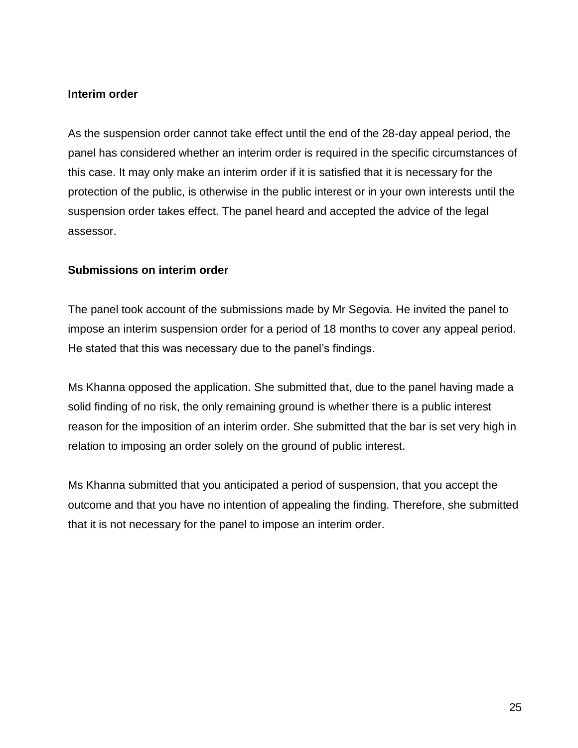**Interim order**

As the suspension order cannot take effect until the end of the 28-day appeal period, the panel has considered whether an interim order is required in the specific circumstances of this case. It may only make an interim order if it is satisfied that it is necessary for the protection of the public, is otherwise in the public interest or in your own interests until the suspension order takes effect. The panel heard and accepted the advice of the legal assessor.

**Submissions on interim order**

The panel took account of the submissions made by Mr Segovia. He invited the panel to impose an interim suspension order for a period of 18 months to cover any appeal period. He stated that this was necessary due to the panel's findings.

Ms Khanna opposed the application. She submitted that, due to the panel having made a solid finding of no risk, the only remaining ground is whether there is a public interest reason for the imposition of an interim order. She submitted that the bar is set very high in relation to imposing an order solely on the ground of public interest.

Ms Khanna submitted that you anticipated a period of suspension, that you accept the outcome and that you have no intention of appealing the finding. Therefore, she submitted that it is not necessary for the panel to impose an interim order.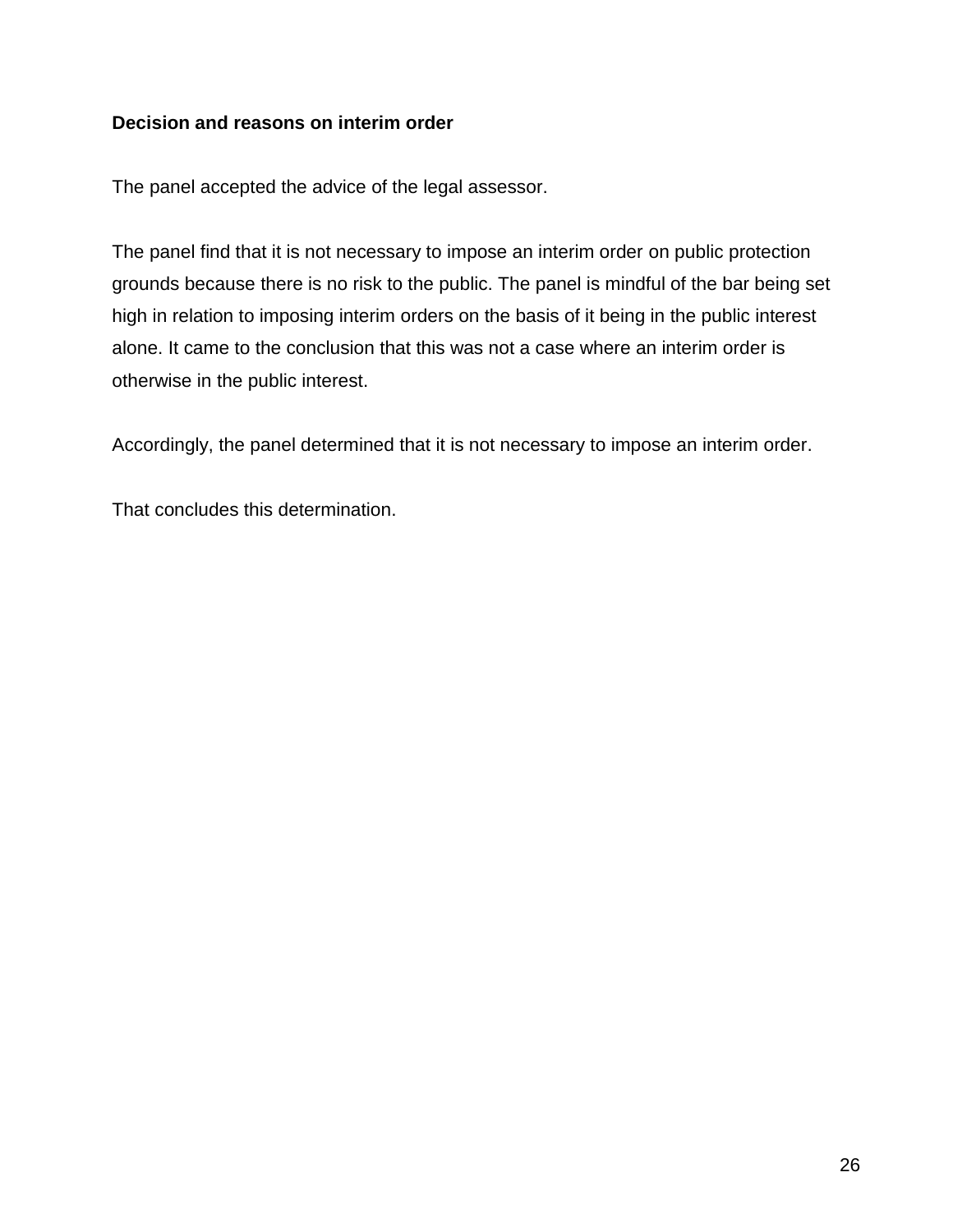**Decision and reasons on interim order**

The panel accepted the advice of the legal assessor.

The panel find that it is not necessary to impose an interim order on public protection grounds because there is no risk to the public. The panel is mindful of the bar being set high in relation to imposing interim orders on the basis of it being in the public interest alone. It came to the conclusion that this was not a case where an interim order is otherwise in the public interest.

Accordingly, the panel determined that it is not necessary to impose an interim order.

That concludes this determination.